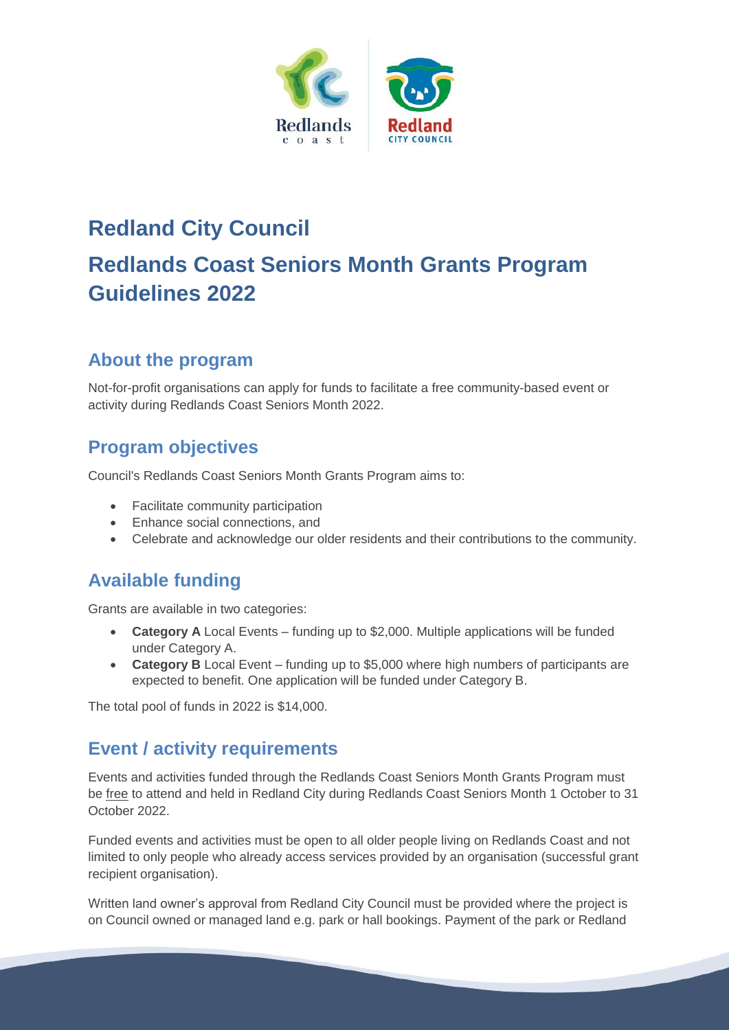# Redland City Council

# Redlands Coast Seniors Month Grants Program Guidelines 2022

## About the program

Not-for-profit organisations can apply for funds to facilitate a free community-based event or activity during Redlands Coast Seniors Month 2022.

## Program objectives

Council's Redlands Coast Seniors Month Grants Program aims to:

- Facilitate community participation
- Enhance social connections, and
- Celebrate and acknowledge our older residents and their contributions to the community.

## Available funding

Grants are available in two categories:

- **Category A** Local Events – funding up to $2,000. Multiple applications will be funded under Category A.
- **Category B** Local Event – funding up to $5,000 where high numbers of participants are expected to benefit. One application will be funded under Category B.

The total pool of funds in 2022 is $14,000.

## Event / activity requirements

Events and activities funded through the Redlands Coast Seniors Month Grants Program must be free to attend and held in Redland City during Redlands Coast Seniors Month 1 October to 31 October 2022.

Funded events and activities must be open to all older people living on Redlands Coast and not limited to only people who already access services provided by an organisation (successful grant recipient organisation).

Written land owner's approval from Redland City Council must be provided where the project is on Council owned or managed land e.g. park or hall bookings. Payment of the park or Redland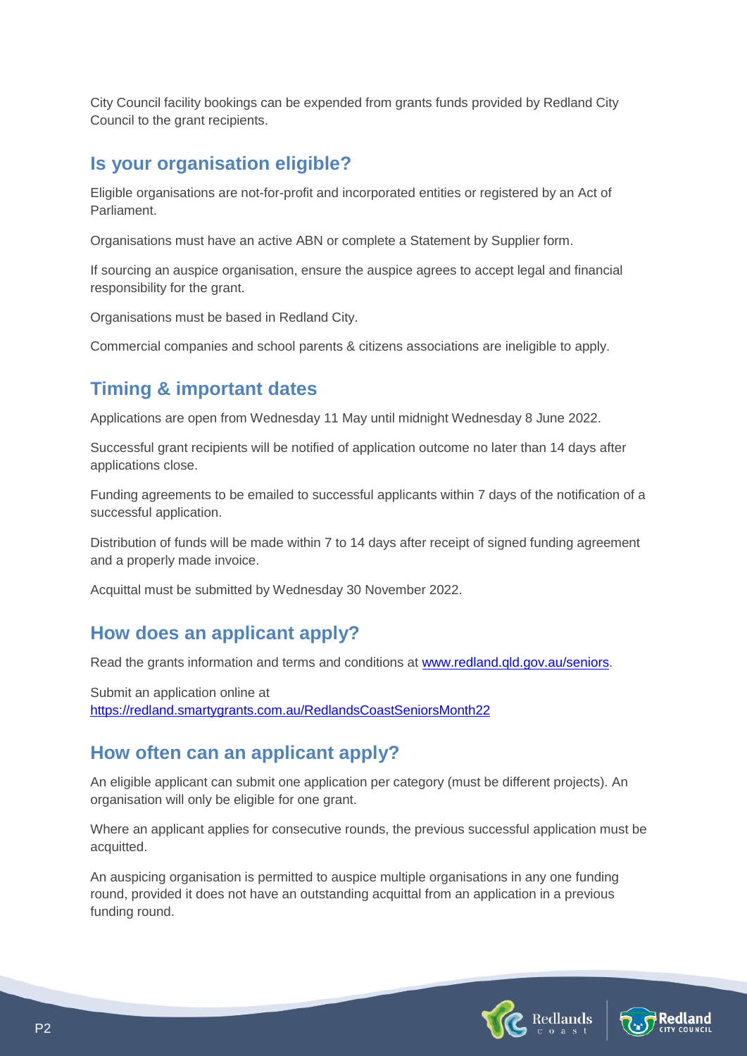City Council facility bookings can be expended from grants funds provided by Redland City Council to the grant recipients.

## Is your organisation eligible?

Eligible organisations are not-for-profit and incorporated entities or registered by an Act of Parliament.

Organisations must have an active ABN or complete a Statement by Supplier form.

If sourcing an auspice organisation, ensure the auspice agrees to accept legal and financial responsibility for the grant.

Organisations must be based in Redland City.

Commercial companies and school parents & citizens associations are ineligible to apply.

## Timing & important dates

Applications are open from Wednesday 11 May until midnight Wednesday 8 June 2022.

Successful grant recipients will be notified of application outcome no later than 14 days after applications close.

Funding agreements to be emailed to successful applicants within 7 days of the notification of a successful application.

Distribution of funds will be made within 7 to 14 days after receipt of signed funding agreement and a properly made invoice.

Acquittal must be submitted by Wednesday 30 November 2022.

## How does an applicant apply?

Read the grants information and terms and conditions at [www.redland.qld.gov.au/seniors](www.redland.qld.gov.au/seniors).

Submit an application online at
[https://redland.smartygrants.com.au/RedlandsCoastSeniorsMonth22](https://redland.smartygrants.com.au/RedlandsCoastSeniorsMonth22)

## How often can an applicant apply?

An eligible applicant can submit one application per category (must be different projects). An organisation will only be eligible for one grant.

Where an applicant applies for consecutive rounds, the previous successful application must be acquitted.

An auspicing organisation is permitted to auspice multiple organisations in any one funding round, provided it does not have an outstanding acquittal from an application in a previous funding round.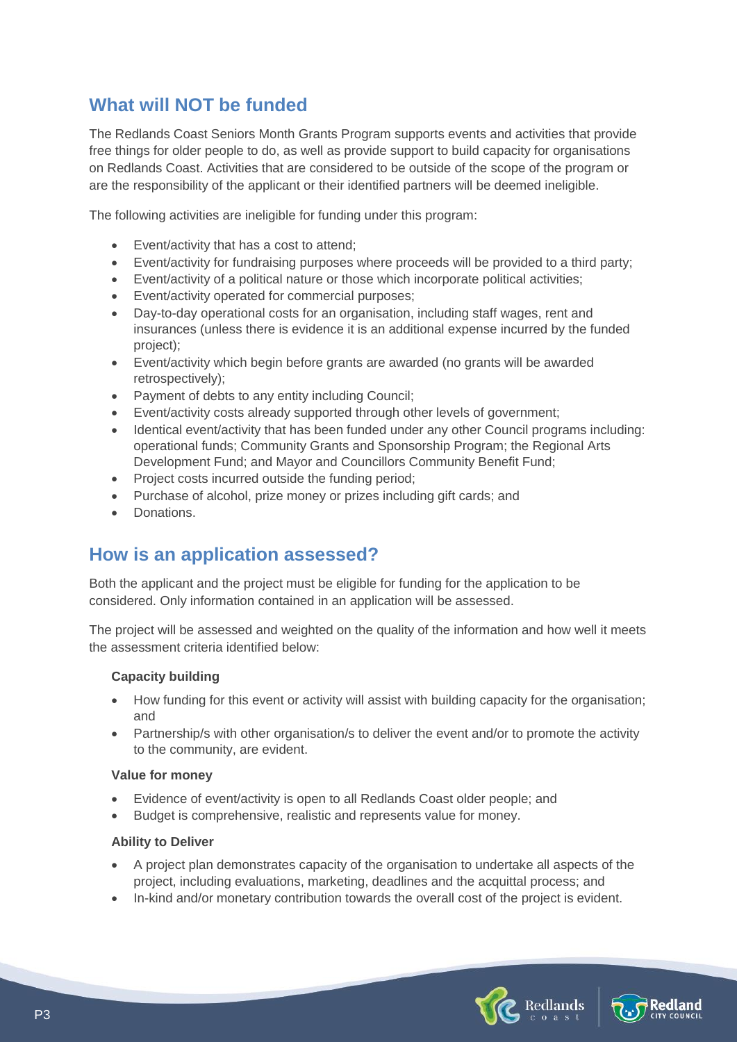## What will NOT be funded

The Redlands Coast Seniors Month Grants Program supports events and activities that provide free things for older people to do, as well as provide support to build capacity for organisations on Redlands Coast. Activities that are considered to be outside of the scope of the program or are the responsibility of the applicant or their identified partners will be deemed ineligible.

The following activities are ineligible for funding under this program:

- Event/activity that has a cost to attend;
- Event/activity for fundraising purposes where proceeds will be provided to a third party;
- Event/activity of a political nature or those which incorporate political activities;
- Event/activity operated for commercial purposes;
- Day-to-day operational costs for an organisation, including staff wages, rent and insurances (unless there is evidence it is an additional expense incurred by the funded project);
- Event/activity which begin before grants are awarded (no grants will be awarded retrospectively);
- Payment of debts to any entity including Council;
- Event/activity costs already supported through other levels of government;
- Identical event/activity that has been funded under any other Council programs including: operational funds; Community Grants and Sponsorship Program; the Regional Arts Development Fund; and Mayor and Councillors Community Benefit Fund;
- Project costs incurred outside the funding period;
- Purchase of alcohol, prize money or prizes including gift cards; and
- Donations.

## How is an application assessed?

Both the applicant and the project must be eligible for funding for the application to be considered. Only information contained in an application will be assessed.

The project will be assessed and weighted on the quality of the information and how well it meets the assessment criteria identified below:

**Capacity building**

- How funding for this event or activity will assist with building capacity for the organisation; and
- Partnership/s with other organisation/s to deliver the event and/or to promote the activity to the community, are evident.

**Value for money**

- Evidence of event/activity is open to all Redlands Coast older people; and
- Budget is comprehensive, realistic and represents value for money.

**Ability to Deliver**

- A project plan demonstrates capacity of the organisation to undertake all aspects of the project, including evaluations, marketing, deadlines and the acquittal process; and
- In-kind and/or monetary contribution towards the overall cost of the project is evident.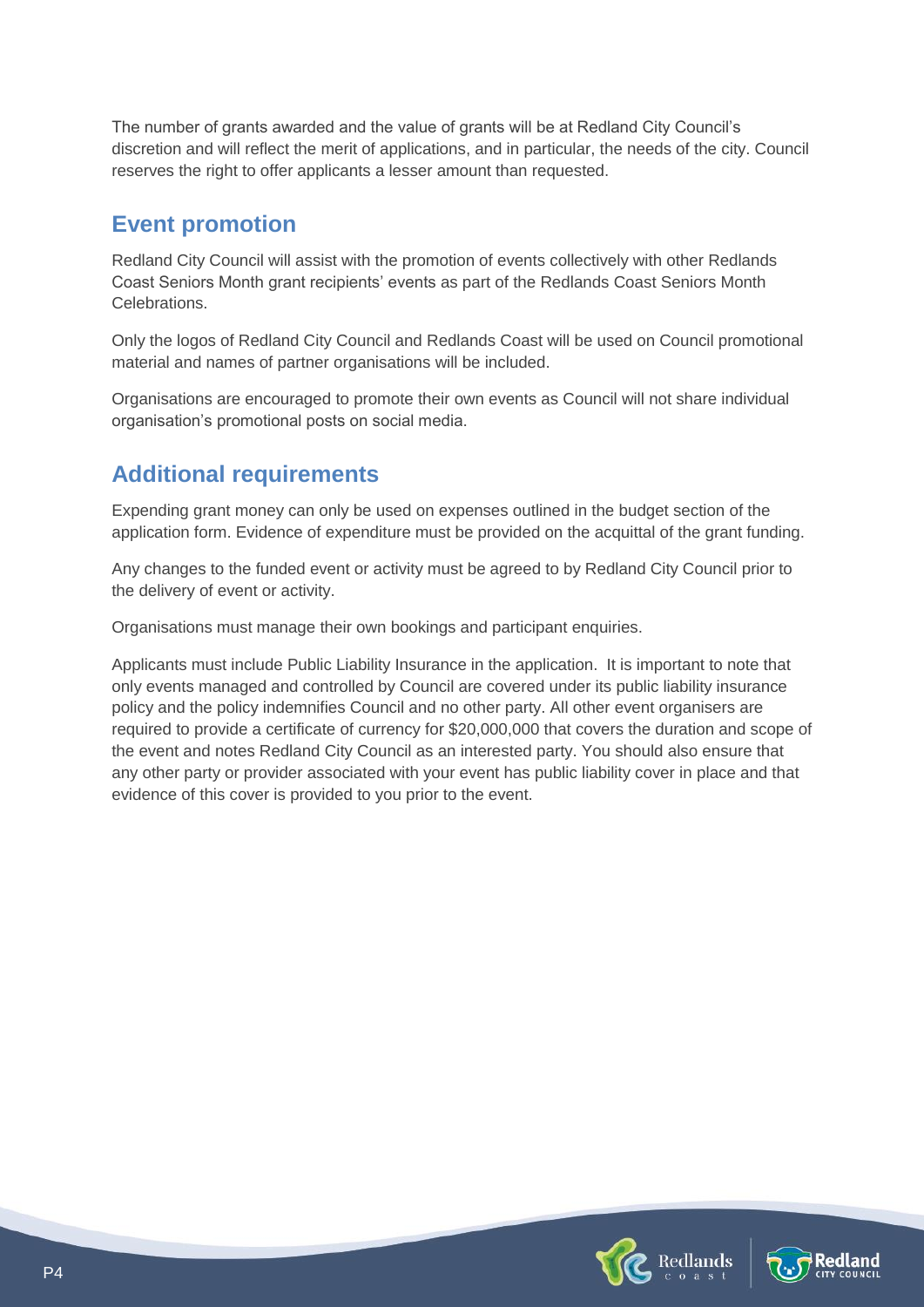The number of grants awarded and the value of grants will be at Redland City Council's discretion and will reflect the merit of applications, and in particular, the needs of the city. Council reserves the right to offer applicants a lesser amount than requested.

## Event promotion

Redland City Council will assist with the promotion of events collectively with other Redlands Coast Seniors Month grant recipients' events as part of the Redlands Coast Seniors Month Celebrations.

Only the logos of Redland City Council and Redlands Coast will be used on Council promotional material and names of partner organisations will be included.

Organisations are encouraged to promote their own events as Council will not share individual organisation's promotional posts on social media.

## Additional requirements

Expending grant money can only be used on expenses outlined in the budget section of the application form. Evidence of expenditure must be provided on the acquittal of the grant funding.

Any changes to the funded event or activity must be agreed to by Redland City Council prior to the delivery of event or activity.

Organisations must manage their own bookings and participant enquiries.

Applicants must include Public Liability Insurance in the application. It is important to note that only events managed and controlled by Council are covered under its public liability insurance policy and the policy indemnifies Council and no other party. All other event organisers are required to provide a certificate of currency for $20,000,000 that covers the duration and scope of the event and notes Redland City Council as an interested party. You should also ensure that any other party or provider associated with your event has public liability cover in place and that evidence of this cover is provided to you prior to the event.